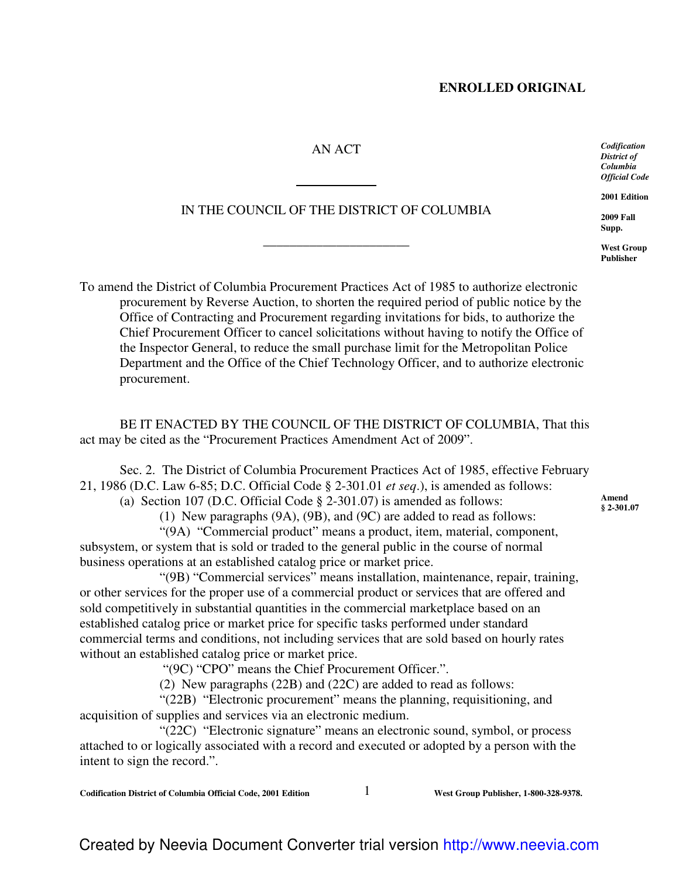**ENROLLED ORIGINAL**

*Codification District of Columbia Official Code*

**2001 Edition**

**2009 Fall Supp.**

**West Group Publisher**

AN ACT

IN THE COUNCIL OF THE DISTRICT OF COLUMBIA

To amend the District of Columbia Procurement Practices Act of 1985 to authorize electronic procurement by Reverse Auction, to shorten the required period of public notice by the Office of Contracting and Procurement regarding invitations for bids, to authorize the Chief Procurement Officer to cancel solicitations without having to notify the Office of the Inspector General, to reduce the small purchase limit for the Metropolitan Police Department and the Office of the Chief Technology Officer, and to authorize electronic procurement.

BE IT ENACTED BY THE COUNCIL OF THE DISTRICT OF COLUMBIA, That this act may be cited as the "Procurement Practices Amendment Act of 2009".

Sec. 2. The District of Columbia Procurement Practices Act of 1985, effective February 21, 1986 (D.C. Law 6-85; D.C. Official Code § 2-301.01 *et seq*.), is amended as follows:

**Amend § 2-301.07**

(a) Section 107 (D.C. Official Code § 2-301.07) is amended as follows:

(1) New paragraphs (9A), (9B), and (9C) are added to read as follows:

"(9A) "Commercial product" means a product, item, material, component, subsystem, or system that is sold or traded to the general public in the course of normal business operations at an established catalog price or market price.

"(9B) "Commercial services" means installation, maintenance, repair, training, or other services for the proper use of a commercial product or services that are offered and sold competitively in substantial quantities in the commercial marketplace based on an established catalog price or market price for specific tasks performed under standard commercial terms and conditions, not including services that are sold based on hourly rates without an established catalog price or market price.

"(9C) "CPO" means the Chief Procurement Officer.".

(2) New paragraphs (22B) and (22C) are added to read as follows:

"(22B) "Electronic procurement" means the planning, requisitioning, and acquisition of supplies and services via an electronic medium.

"(22C) "Electronic signature" means an electronic sound, symbol, or process attached to or logically associated with a record and executed or adopted by a person with the intent to sign the record.".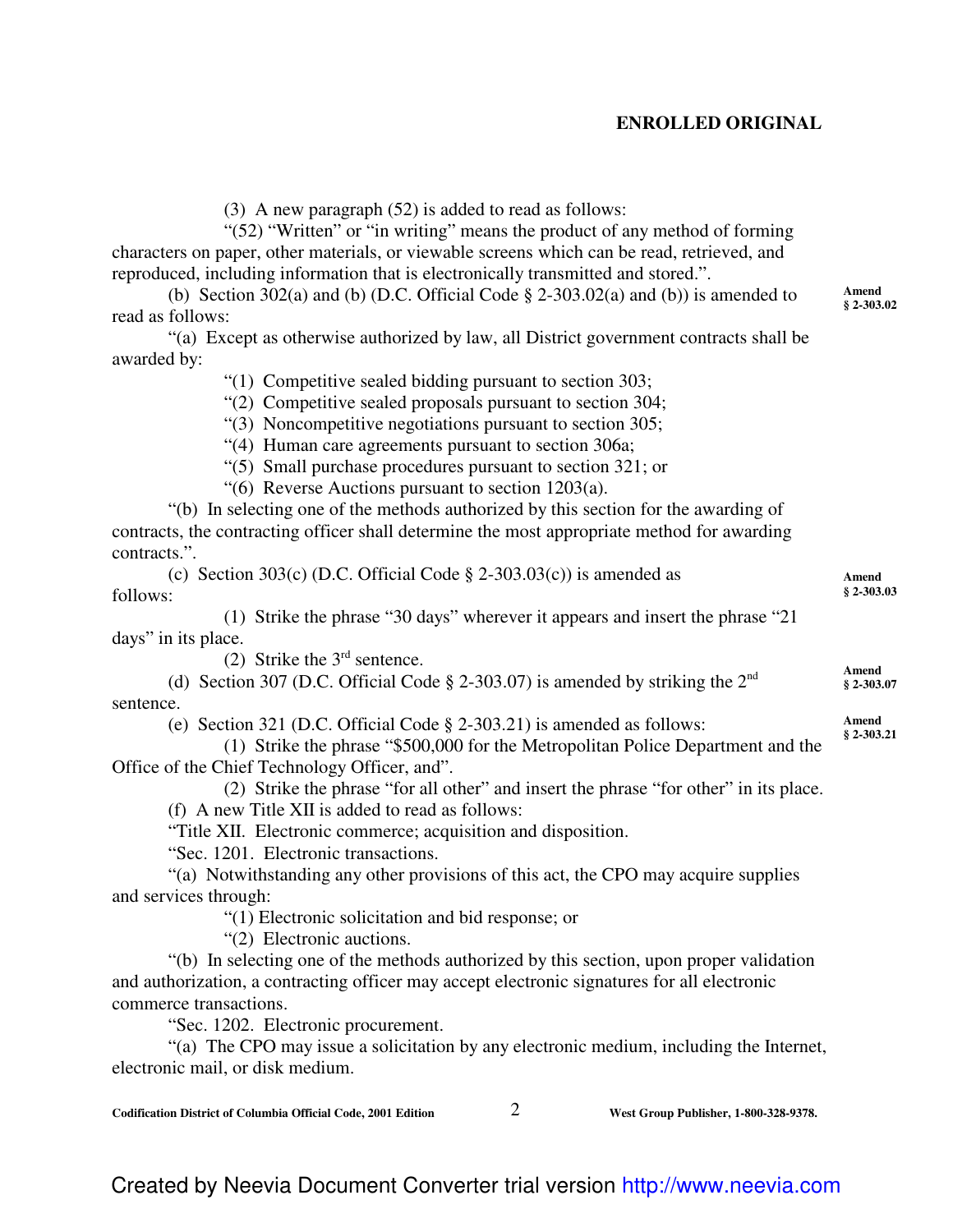**ENROLLED ORIGINAL**

(3) A new paragraph (52) is added to read as follows:

"(52) "Written" or "in writing" means the product of any method of forming characters on paper, other materials, or viewable screens which can be read, retrieved, and reproduced, including information that is electronically transmitted and stored.".

(b) Section 302(a) and (b) (D.C. Official Code § 2-303.02(a) and (b)) is amended to read as follows:

**Amend § 2-303.02**

"(a) Except as otherwise authorized by law, all District government contracts shall be awarded by:

"(1) Competitive sealed bidding pursuant to section 303;

"(2) Competitive sealed proposals pursuant to section 304;

"(3) Noncompetitive negotiations pursuant to section 305;

"(4) Human care agreements pursuant to section 306a;

"(5) Small purchase procedures pursuant to section 321; or

"(6) Reverse Auctions pursuant to section 1203(a).

"(b) In selecting one of the methods authorized by this section for the awarding of contracts, the contracting officer shall determine the most appropriate method for awarding contracts.".

(c) Section 303(c) (D.C. Official Code § 2-303.03(c)) is amended as follows:

**Amend § 2-303.03**

(1) Strike the phrase "30 days" wherever it appears and insert the phrase "21 days" in its place.

(2) Strike the 3rd sentence.

(d) Section 307 (D.C. Official Code § 2-303.07) is amended by striking the 2nd sentence.

**Amend § 2-303.07**

(e) Section 321 (D.C. Official Code § 2-303.21) is amended as follows:

**Amend § 2-303.21**

(1) Strike the phrase "$500,000 for the Metropolitan Police Department and the Office of the Chief Technology Officer, and".

(2) Strike the phrase "for all other" and insert the phrase "for other" in its place.

(f) A new Title XII is added to read as follows:

"Title XII. Electronic commerce; acquisition and disposition.

"Sec. 1201. Electronic transactions.

"(a) Notwithstanding any other provisions of this act, the CPO may acquire supplies and services through:

"(1) Electronic solicitation and bid response; or

"(2) Electronic auctions.

"(b) In selecting one of the methods authorized by this section, upon proper validation and authorization, a contracting officer may accept electronic signatures for all electronic commerce transactions.

"Sec. 1202. Electronic procurement.

"(a) The CPO may issue a solicitation by any electronic medium, including the Internet, electronic mail, or disk medium.

Codification District of Columbia Official Code, 2001 Edition — West Group Publisher, 1-800-328-9378.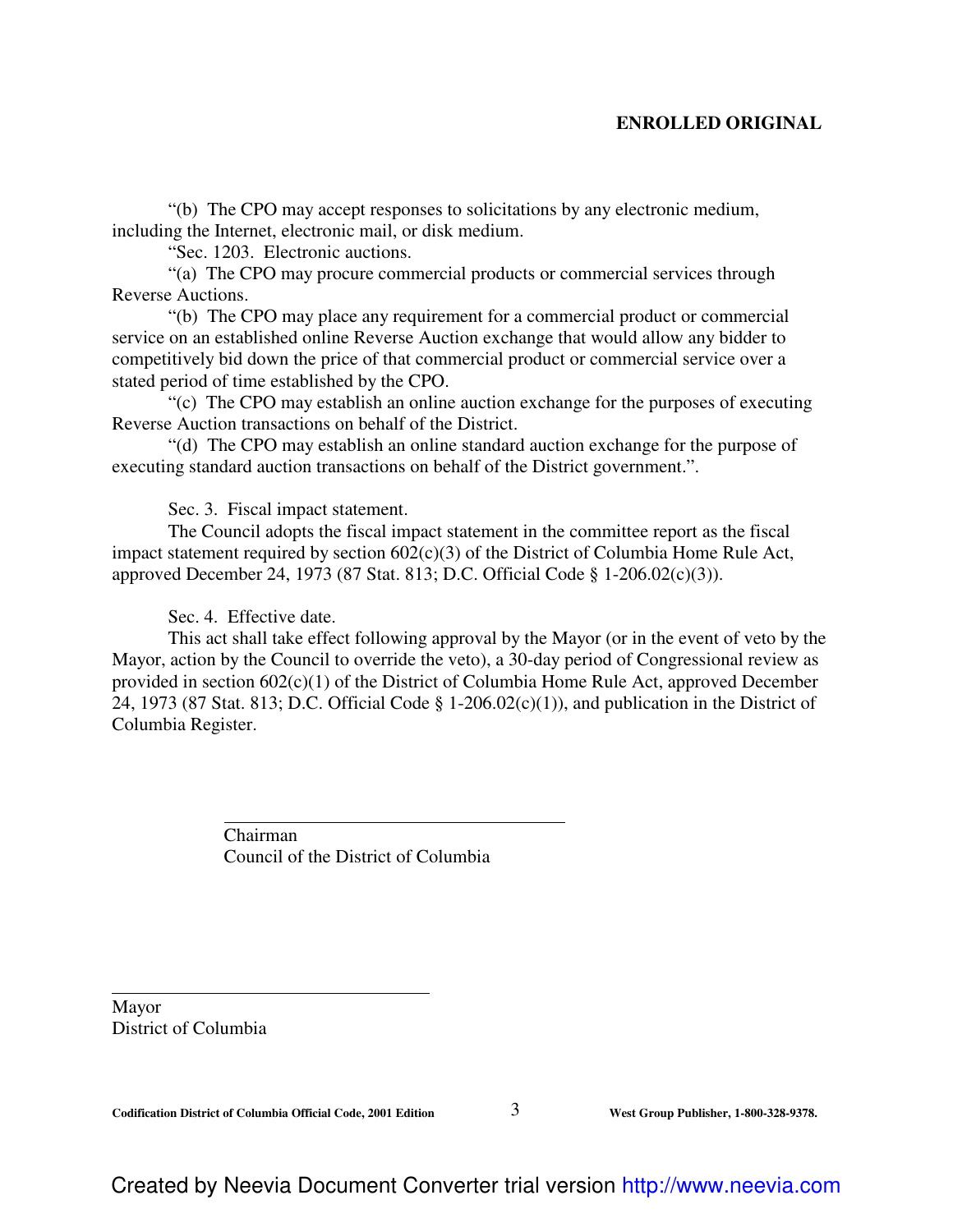"(b) The CPO may accept responses to solicitations by any electronic medium, including the Internet, electronic mail, or disk medium.

"Sec. 1203. Electronic auctions.

"(a) The CPO may procure commercial products or commercial services through Reverse Auctions.

"(b) The CPO may place any requirement for a commercial product or commercial service on an established online Reverse Auction exchange that would allow any bidder to competitively bid down the price of that commercial product or commercial service over a stated period of time established by the CPO.

"(c) The CPO may establish an online auction exchange for the purposes of executing Reverse Auction transactions on behalf of the District.

"(d) The CPO may establish an online standard auction exchange for the purpose of executing standard auction transactions on behalf of the District government.".

Sec. 3. Fiscal impact statement.

The Council adopts the fiscal impact statement in the committee report as the fiscal impact statement required by section 602(c)(3) of the District of Columbia Home Rule Act, approved December 24, 1973 (87 Stat. 813; D.C. Official Code § 1-206.02(c)(3)).

Sec. 4. Effective date.

This act shall take effect following approval by the Mayor (or in the event of veto by the Mayor, action by the Council to override the veto), a 30-day period of Congressional review as provided in section 602(c)(1) of the District of Columbia Home Rule Act, approved December 24, 1973 (87 Stat. 813; D.C. Official Code § 1-206.02(c)(1)), and publication in the District of Columbia Register.

\_\_\_\_\_\_\_\_\_\_\_\_\_\_\_\_\_\_\_\_\_\_\_\_\_\_\_\_\_\_\_\_\_\_\_\_\_\_

Chairman
Council of the District of Columbia

\_\_\_\_\_\_\_\_\_\_\_\_\_\_\_\_\_\_\_\_\_\_\_\_\_\_\_\_\_\_\_\_\_\_\_\_\_\_

Mayor
District of Columbia